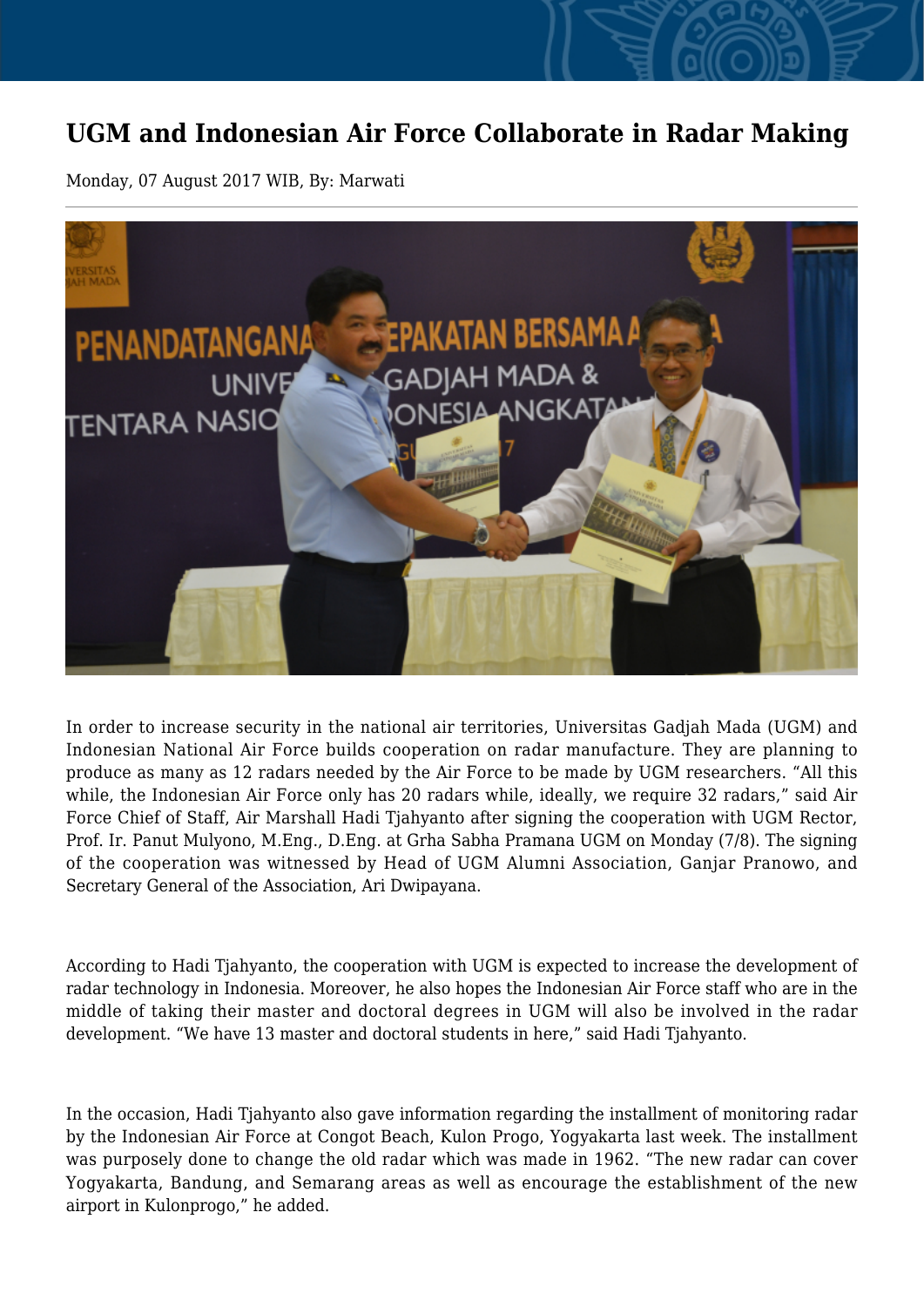# UGM and Indonesian Air Force Collaborate in Radar Making

Monday, 07 August 2017 WIB, By: Marwati

In order to increase security in the national air territories, Universitas Gadjah Mada (UGM) and Indonesian National Air Force builds cooperation on radar manufacture. They are planning to produce as many as 12 radars needed by the Air Force to be made by UGM researchers. "All this while, the Indonesian Air Force only has 20 radars while, ideally, we require 32 radars," said Air Force Chief of Staff, Air Marshall Hadi Tjahyanto after signing the cooperation with UGM Rector, Prof. Ir. Panut Mulyono, M.Eng., D.Eng. at Grha Sabha Pramana UGM on Monday (7/8). The signing of the cooperation was witnessed by Head of UGM Alumni Association, Ganjar Pranowo, and Secretary General of the Association, Ari Dwipayana.

According to Hadi Tjahyanto, the cooperation with UGM is expected to increase the development of radar technology in Indonesia. Moreover, he also hopes the Indonesian Air Force staff who are in the middle of taking their master and doctoral degrees in UGM will also be involved in the radar development. "We have 13 master and doctoral students in here," said Hadi Tjahyanto.

In the occasion, Hadi Tjahyanto also gave information regarding the installment of monitoring radar by the Indonesian Air Force at Congot Beach, Kulon Progo, Yogyakarta last week. The installment was purposely done to change the old radar which was made in 1962. "The new radar can cover Yogyakarta, Bandung, and Semarang areas as well as encourage the establishment of the new airport in Kulonprogo," he added.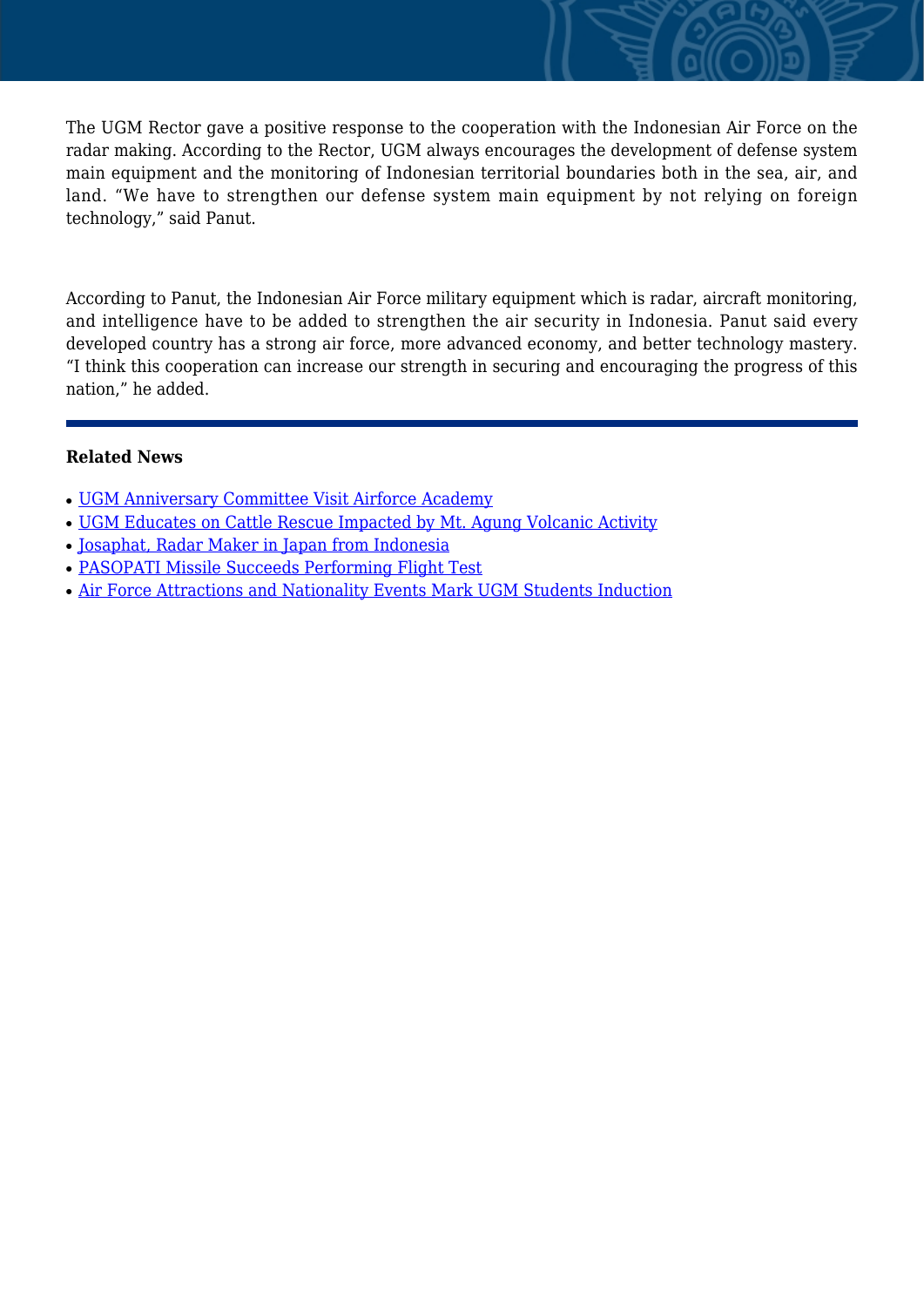The UGM Rector gave a positive response to the cooperation with the Indonesian Air Force on the radar making. According to the Rector, UGM always encourages the development of defense system main equipment and the monitoring of Indonesian territorial boundaries both in the sea, air, and land. "We have to strengthen our defense system main equipment by not relying on foreign technology," said Panut.

According to Panut, the Indonesian Air Force military equipment which is radar, aircraft monitoring, and intelligence have to be added to strengthen the air security in Indonesia. Panut said every developed country has a strong air force, more advanced economy, and better technology mastery. "I think this cooperation can increase our strength in securing and encouraging the progress of this nation," he added.

---

**Related News**

- UGM Anniversary Committee Visit Airforce Academy
- UGM Educates on Cattle Rescue Impacted by Mt. Agung Volcanic Activity
- Josaphat, Radar Maker in Japan from Indonesia
- PASOPATI Missile Succeeds Performing Flight Test
- Air Force Attractions and Nationality Events Mark UGM Students Induction